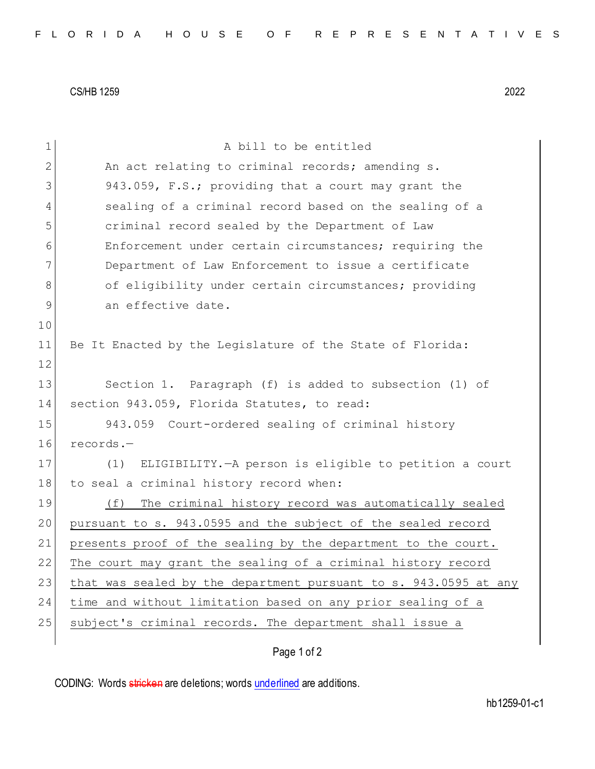CS/HB 1259 2022

A bill to be entitled

An act relating to criminal records; amending s. 943.059, F.S.; providing that a court may grant the sealing of a criminal record based on the sealing of a criminal record sealed by the Department of Law Enforcement under certain circumstances; requiring the Department of Law Enforcement to issue a certificate of eligibility under certain circumstances; providing an effective date.

Be It Enacted by the Legislature of the State of Florida:

Section 1. Paragraph (f) is added to subsection (1) of section 943.059, Florida Statutes, to read:

943.059 Court-ordered sealing of criminal history records.—

(1) ELIGIBILITY.—A person is eligible to petition a court to seal a criminal history record when:

<u>(f) The criminal history record was automatically sealed pursuant to s. 943.0595 and the subject of the sealed record presents proof of the sealing by the department to the court. The court may grant the sealing of a criminal history record that was sealed by the department pursuant to s. 943.0595 at any time and without limitation based on any prior sealing of a subject's criminal records. The department shall issue a</u>

CODING: Words ~~stricken~~ are deletions; words <u>underlined</u> are additions.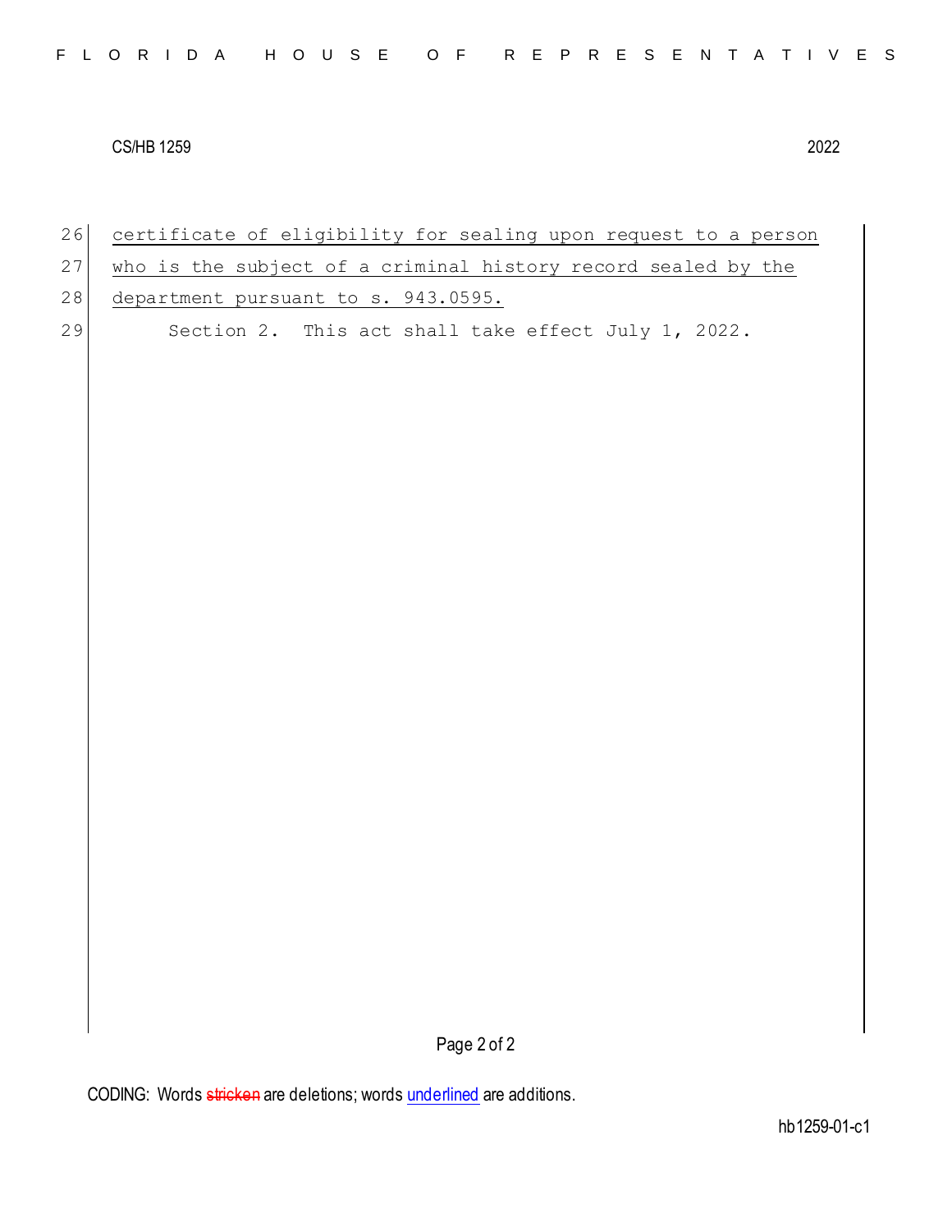26 certificate of eligibility for sealing upon request to a person
27 who is the subject of a criminal history record sealed by the
28 department pursuant to s. 943.0595.
29 Section 2. This act shall take effect July 1, 2022.

CODING: Words stricken are deletions; words underlined are additions.